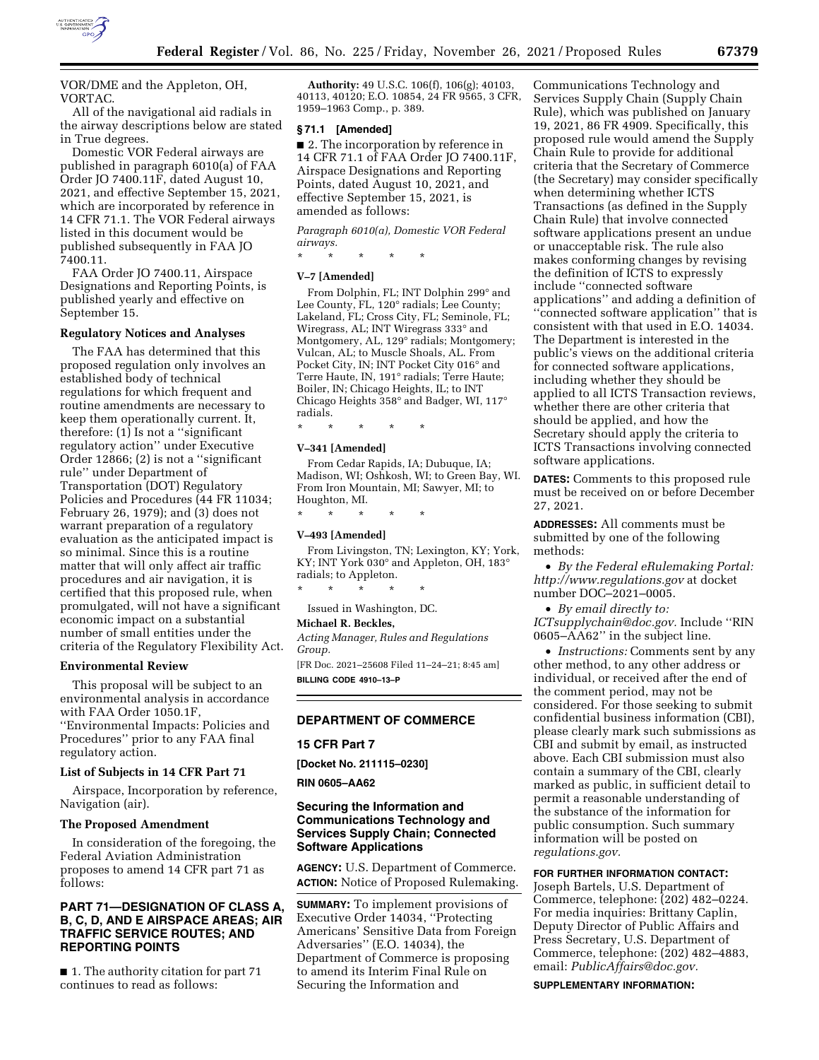VOR/DME and the Appleton, OH, VORTAC.

All of the navigational aid radials in the airway descriptions below are stated in True degrees.

Domestic VOR Federal airways are published in paragraph 6010(a) of FAA Order JO 7400.11F, dated August 10, 2021, and effective September 15, 2021, which are incorporated by reference in 14 CFR 71.1. The VOR Federal airways listed in this document would be published subsequently in FAA JO 7400.11.

FAA Order JO 7400.11, Airspace Designations and Reporting Points, is published yearly and effective on September 15.

## Regulatory Notices and Analyses

The FAA has determined that this proposed regulation only involves an established body of technical regulations for which frequent and routine amendments are necessary to keep them operationally current. It, therefore: (1) Is not a ''significant regulatory action'' under Executive Order 12866; (2) is not a ''significant rule'' under Department of Transportation (DOT) Regulatory Policies and Procedures (44 FR 11034; February 26, 1979); and (3) does not warrant preparation of a regulatory evaluation as the anticipated impact is so minimal. Since this is a routine matter that will only affect air traffic procedures and air navigation, it is certified that this proposed rule, when promulgated, will not have a significant economic impact on a substantial number of small entities under the criteria of the Regulatory Flexibility Act.

## Environmental Review

This proposal will be subject to an environmental analysis in accordance with FAA Order 1050.1F, ''Environmental Impacts: Policies and Procedures'' prior to any FAA final regulatory action.

## List of Subjects in 14 CFR Part 71

Airspace, Incorporation by reference, Navigation (air).

## The Proposed Amendment

In consideration of the foregoing, the Federal Aviation Administration proposes to amend 14 CFR part 71 as follows:

## PART 71—DESIGNATION OF CLASS A, B, C, D, AND E AIRSPACE AREAS; AIR TRAFFIC SERVICE ROUTES; AND REPORTING POINTS

■ 1. The authority citation for part 71 continues to read as follows:

**Authority:** 49 U.S.C. 106(f), 106(g); 40103, 40113, 40120; E.O. 10854, 24 FR 9565, 3 CFR, 1959–1963 Comp., p. 389.

### § 71.1 [Amended]

■ 2. The incorporation by reference in 14 CFR 71.1 of FAA Order JO 7400.11F, Airspace Designations and Reporting Points, dated August 10, 2021, and effective September 15, 2021, is amended as follows:

*Paragraph 6010(a), Domestic VOR Federal airways.*

\* \* \* \* \*

### V–7 [Amended]

From Dolphin, FL; INT Dolphin 299° and Lee County, FL, 120° radials; Lee County; Lakeland, FL; Cross City, FL; Seminole, FL; Wiregrass, AL; INT Wiregrass 333° and Montgomery, AL, 129° radials; Montgomery; Vulcan, AL; to Muscle Shoals, AL. From Pocket City, IN; INT Pocket City 016° and Terre Haute, IN, 191° radials; Terre Haute; Boiler, IN; Chicago Heights, IL; to INT Chicago Heights 358° and Badger, WI, 117° radials.

\* \* \* \* \*

### V–341 [Amended]

From Cedar Rapids, IA; Dubuque, IA; Madison, WI; Oshkosh, WI; to Green Bay, WI. From Iron Mountain, MI; Sawyer, MI; to Houghton, MI.

\* \* \* \* \*

### V–493 [Amended]

From Livingston, TN; Lexington, KY; York, KY; INT York 030° and Appleton, OH, 183° radials; to Appleton.

\* \* \* \* \*

Issued in Washington, DC.

**Michael R. Beckles,**

*Acting Manager, Rules and Regulations Group.*

[FR Doc. 2021–25608 Filed 11–24–21; 8:45 am]

**BILLING CODE 4910–13–P**

---

## DEPARTMENT OF COMMERCE

## 15 CFR Part 7

**[Docket No. 211115–0230]**

**RIN 0605–AA62**

## Securing the Information and Communications Technology and Services Supply Chain; Connected Software Applications

**AGENCY:** U.S. Department of Commerce.

**ACTION:** Notice of Proposed Rulemaking.

**SUMMARY:** To implement provisions of Executive Order 14034, ''Protecting Americans' Sensitive Data from Foreign Adversaries'' (E.O. 14034), the Department of Commerce is proposing to amend its Interim Final Rule on Securing the Information and Communications Technology and Services Supply Chain (Supply Chain Rule), which was published on January 19, 2021, 86 FR 4909. Specifically, this proposed rule would amend the Supply Chain Rule to provide for additional criteria that the Secretary of Commerce (the Secretary) may consider specifically when determining whether ICTS Transactions (as defined in the Supply Chain Rule) that involve connected software applications present an undue or unacceptable risk. The rule also makes conforming changes by revising the definition of ICTS to expressly include ''connected software applications'' and adding a definition of ''connected software application'' that is consistent with that used in E.O. 14034. The Department is interested in the public's views on the additional criteria for connected software applications, including whether they should be applied to all ICTS Transaction reviews, whether there are other criteria that should be applied, and how the Secretary should apply the criteria to ICTS Transactions involving connected software applications.

**DATES:** Comments to this proposed rule must be received on or before December 27, 2021.

**ADDRESSES:** All comments must be submitted by one of the following methods:

- *By the Federal eRulemaking Portal: http://www.regulations.gov* at docket number DOC–2021–0005.
- *By email directly to: ICTsupplychain@doc.gov.* Include ''RIN 0605–AA62'' in the subject line.
- *Instructions:* Comments sent by any other method, to any other address or individual, or received after the end of the comment period, may not be considered. For those seeking to submit confidential business information (CBI), please clearly mark such submissions as CBI and submit by email, as instructed above. Each CBI submission must also contain a summary of the CBI, clearly marked as public, in sufficient detail to permit a reasonable understanding of the substance of the information for public consumption. Such summary information will be posted on *regulations.gov.*

**FOR FURTHER INFORMATION CONTACT:** Joseph Bartels, U.S. Department of Commerce, telephone: (202) 482–0224. For media inquiries: Brittany Caplin, Deputy Director of Public Affairs and Press Secretary, U.S. Department of Commerce, telephone: (202) 482–4883, email: *PublicAffairs@doc.gov.*

**SUPPLEMENTARY INFORMATION:**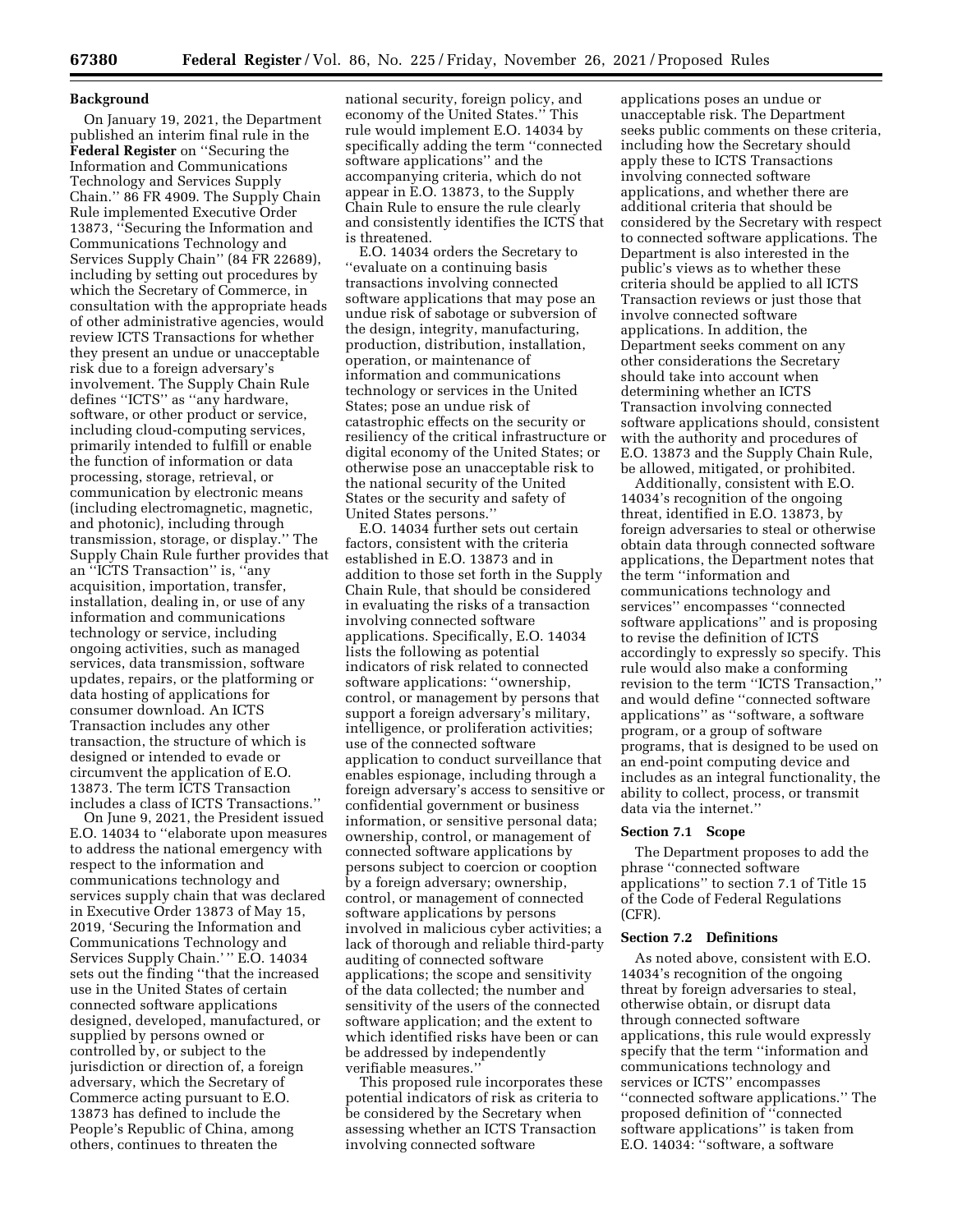### Background

On January 19, 2021, the Department published an interim final rule in the **Federal Register** on ''Securing the Information and Communications Technology and Services Supply Chain.'' 86 FR 4909. The Supply Chain Rule implemented Executive Order 13873, ''Securing the Information and Communications Technology and Services Supply Chain'' (84 FR 22689), including by setting out procedures by which the Secretary of Commerce, in consultation with the appropriate heads of other administrative agencies, would review ICTS Transactions for whether they present an undue or unacceptable risk due to a foreign adversary's involvement. The Supply Chain Rule defines ''ICTS'' as ''any hardware, software, or other product or service, including cloud-computing services, primarily intended to fulfill or enable the function of information or data processing, storage, retrieval, or communication by electronic means (including electromagnetic, magnetic, and photonic), including through transmission, storage, or display.'' The Supply Chain Rule further provides that an ''ICTS Transaction'' is, ''any acquisition, importation, transfer, installation, dealing in, or use of any information and communications technology or service, including ongoing activities, such as managed services, data transmission, software updates, repairs, or the platforming or data hosting of applications for consumer download. An ICTS Transaction includes any other transaction, the structure of which is designed or intended to evade or circumvent the application of E.O. 13873. The term ICTS Transaction includes a class of ICTS Transactions.''

On June 9, 2021, the President issued E.O. 14034 to ''elaborate upon measures to address the national emergency with respect to the information and communications technology and services supply chain that was declared in Executive Order 13873 of May 15, 2019, 'Securing the Information and Communications Technology and Services Supply Chain.' '' E.O. 14034 sets out the finding ''that the increased use in the United States of certain connected software applications designed, developed, manufactured, or supplied by persons owned or controlled by, or subject to the jurisdiction or direction of, a foreign adversary, which the Secretary of Commerce acting pursuant to E.O. 13873 has defined to include the People's Republic of China, among others, continues to threaten the national security, foreign policy, and economy of the United States.'' This rule would implement E.O. 14034 by specifically adding the term ''connected software applications'' and the accompanying criteria, which do not appear in E.O. 13873, to the Supply Chain Rule to ensure the rule clearly and consistently identifies the ICTS that is threatened.

E.O. 14034 orders the Secretary to ''evaluate on a continuing basis transactions involving connected software applications that may pose an undue risk of sabotage or subversion of the design, integrity, manufacturing, production, distribution, installation, operation, or maintenance of information and communications technology or services in the United States; pose an undue risk of catastrophic effects on the security or resiliency of the critical infrastructure or digital economy of the United States; or otherwise pose an unacceptable risk to the national security of the United States or the security and safety of United States persons.''

E.O. 14034 further sets out certain factors, consistent with the criteria established in E.O. 13873 and in addition to those set forth in the Supply Chain Rule, that should be considered in evaluating the risks of a transaction involving connected software applications. Specifically, E.O. 14034 lists the following as potential indicators of risk related to connected software applications: ''ownership, control, or management by persons that support a foreign adversary's military, intelligence, or proliferation activities; use of the connected software application to conduct surveillance that enables espionage, including through a foreign adversary's access to sensitive or confidential government or business information, or sensitive personal data; ownership, control, or management of connected software applications by persons subject to coercion or cooption by a foreign adversary; ownership, control, or management of connected software applications by persons involved in malicious cyber activities; a lack of thorough and reliable third-party auditing of connected software applications; the scope and sensitivity of the data collected; the number and sensitivity of the users of the connected software application; and the extent to which identified risks have been or can be addressed by independently verifiable measures.''

This proposed rule incorporates these potential indicators of risk as criteria to be considered by the Secretary when assessing whether an ICTS Transaction involving connected software applications poses an undue or unacceptable risk. The Department seeks public comments on these criteria, including how the Secretary should apply these to ICTS Transactions involving connected software applications, and whether there are additional criteria that should be considered by the Secretary with respect to connected software applications. The Department is also interested in the public's views as to whether these criteria should be applied to all ICTS Transaction reviews or just those that involve connected software applications. In addition, the Department seeks comment on any other considerations the Secretary should take into account when determining whether an ICTS Transaction involving connected software applications should, consistent with the authority and procedures of E.O. 13873 and the Supply Chain Rule, be allowed, mitigated, or prohibited.

Additionally, consistent with E.O. 14034's recognition of the ongoing threat, identified in E.O. 13873, by foreign adversaries to steal or otherwise obtain data through connected software applications, the Department notes that the term ''information and communications technology and services'' encompasses ''connected software applications'' and is proposing to revise the definition of ICTS accordingly to expressly so specify. This rule would also make a conforming revision to the term ''ICTS Transaction,'' and would define ''connected software applications'' as ''software, a software program, or a group of software programs, that is designed to be used on an end-point computing device and includes as an integral functionality, the ability to collect, process, or transmit data via the internet.''

### Section 7.1 Scope

The Department proposes to add the phrase ''connected software applications'' to section 7.1 of Title 15 of the Code of Federal Regulations (CFR).

### Section 7.2 Definitions

As noted above, consistent with E.O. 14034's recognition of the ongoing threat by foreign adversaries to steal, otherwise obtain, or disrupt data through connected software applications, this rule would expressly specify that the term ''information and communications technology and services or ICTS'' encompasses ''connected software applications.'' The proposed definition of ''connected software applications'' is taken from E.O. 14034: ''software, a software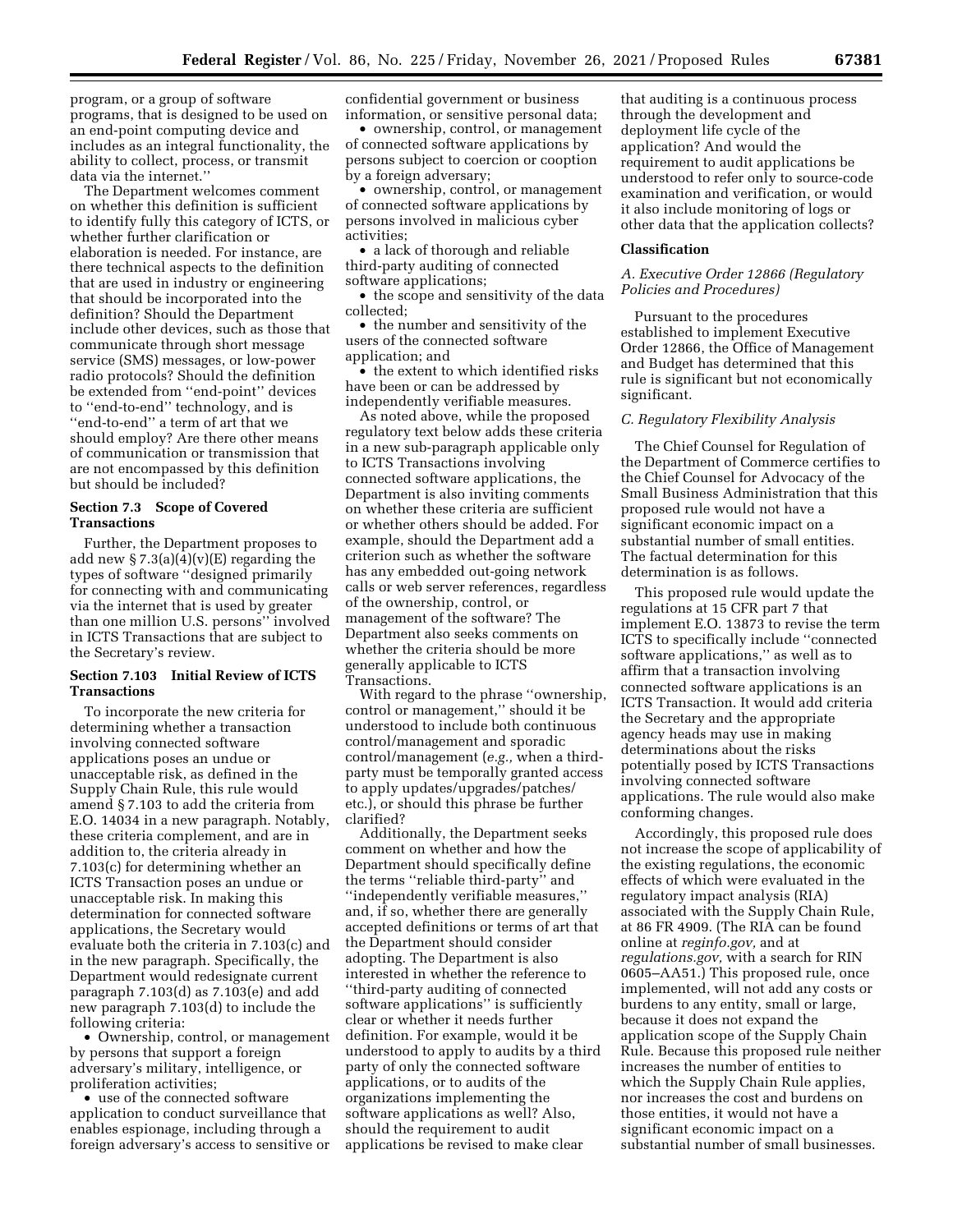program, or a group of software programs, that is designed to be used on an end-point computing device and includes as an integral functionality, the ability to collect, process, or transmit data via the internet.''

The Department welcomes comment on whether this definition is sufficient to identify fully this category of ICTS, or whether further clarification or elaboration is needed. For instance, are there technical aspects to the definition that are used in industry or engineering that should be incorporated into the definition? Should the Department include other devices, such as those that communicate through short message service (SMS) messages, or low-power radio protocols? Should the definition be extended from ''end-point'' devices to ''end-to-end'' technology, and is ''end-to-end'' a term of art that we should employ? Are there other means of communication or transmission that are not encompassed by this definition but should be included?

**Section 7.3 Scope of Covered Transactions**

Further, the Department proposes to add new § 7.3(a)(4)(v)(E) regarding the types of software ''designed primarily for connecting with and communicating via the internet that is used by greater than one million U.S. persons'' involved in ICTS Transactions that are subject to the Secretary's review.

**Section 7.103 Initial Review of ICTS Transactions**

To incorporate the new criteria for determining whether a transaction involving connected software applications poses an undue or unacceptable risk, as defined in the Supply Chain Rule, this rule would amend § 7.103 to add the criteria from E.O. 14034 in a new paragraph. Notably, these criteria complement, and are in addition to, the criteria already in 7.103(c) for determining whether an ICTS Transaction poses an undue or unacceptable risk. In making this determination for connected software applications, the Secretary would evaluate both the criteria in 7.103(c) and in the new paragraph. Specifically, the Department would redesignate current paragraph 7.103(d) as 7.103(e) and add new paragraph 7.103(d) to include the following criteria:

- Ownership, control, or management by persons that support a foreign adversary's military, intelligence, or proliferation activities;
- use of the connected software application to conduct surveillance that enables espionage, including through a foreign adversary's access to sensitive or confidential government or business information, or sensitive personal data;
- ownership, control, or management of connected software applications by persons subject to coercion or cooption by a foreign adversary;
- ownership, control, or management of connected software applications by persons involved in malicious cyber activities;
- a lack of thorough and reliable third-party auditing of connected software applications;
- the scope and sensitivity of the data collected;
- the number and sensitivity of the users of the connected software application; and
- the extent to which identified risks have been or can be addressed by independently verifiable measures.

As noted above, while the proposed regulatory text below adds these criteria in a new sub-paragraph applicable only to ICTS Transactions involving connected software applications, the Department is also inviting comments on whether these criteria are sufficient or whether others should be added. For example, should the Department add a criterion such as whether the software has any embedded out-going network calls or web server references, regardless of the ownership, control, or management of the software? The Department also seeks comments on whether the criteria should be more generally applicable to ICTS Transactions.

With regard to the phrase ''ownership, control or management,'' should it be understood to include both continuous control/management and sporadic control/management (*e.g.,* when a third-party must be temporally granted access to apply updates/upgrades/patches/ etc.), or should this phrase be further clarified?

Additionally, the Department seeks comment on whether and how the Department should specifically define the terms ''reliable third-party'' and ''independently verifiable measures,'' and, if so, whether there are generally accepted definitions or terms of art that the Department should consider adopting. The Department is also interested in whether the reference to ''third-party auditing of connected software applications'' is sufficiently clear or whether it needs further definition. For example, would it be understood to apply to audits by a third party of only the connected software applications, or to audits of the organizations implementing the software applications as well? Also, should the requirement to audit applications be revised to make clear that auditing is a continuous process through the development and deployment life cycle of the application? And would the requirement to audit applications be understood to refer only to source-code examination and verification, or would it also include monitoring of logs or other data that the application collects?

## Classification

*A. Executive Order 12866 (Regulatory Policies and Procedures)*

Pursuant to the procedures established to implement Executive Order 12866, the Office of Management and Budget has determined that this rule is significant but not economically significant.

*C. Regulatory Flexibility Analysis*

The Chief Counsel for Regulation of the Department of Commerce certifies to the Chief Counsel for Advocacy of the Small Business Administration that this proposed rule would not have a significant economic impact on a substantial number of small entities. The factual determination for this determination is as follows.

This proposed rule would update the regulations at 15 CFR part 7 that implement E.O. 13873 to revise the term ICTS to specifically include ''connected software applications,'' as well as to affirm that a transaction involving connected software applications is an ICTS Transaction. It would add criteria the Secretary and the appropriate agency heads may use in making determinations about the risks potentially posed by ICTS Transactions involving connected software applications. The rule would also make conforming changes.

Accordingly, this proposed rule does not increase the scope of applicability of the existing regulations, the economic effects of which were evaluated in the regulatory impact analysis (RIA) associated with the Supply Chain Rule, at 86 FR 4909. (The RIA can be found online at *reginfo.gov,* and at *regulations.gov,* with a search for RIN 0605–AA51.) This proposed rule, once implemented, will not add any costs or burdens to any entity, small or large, because it does not expand the application scope of the Supply Chain Rule. Because this proposed rule neither increases the number of entities to which the Supply Chain Rule applies, nor increases the cost and burdens on those entities, it would not have a significant economic impact on a substantial number of small businesses.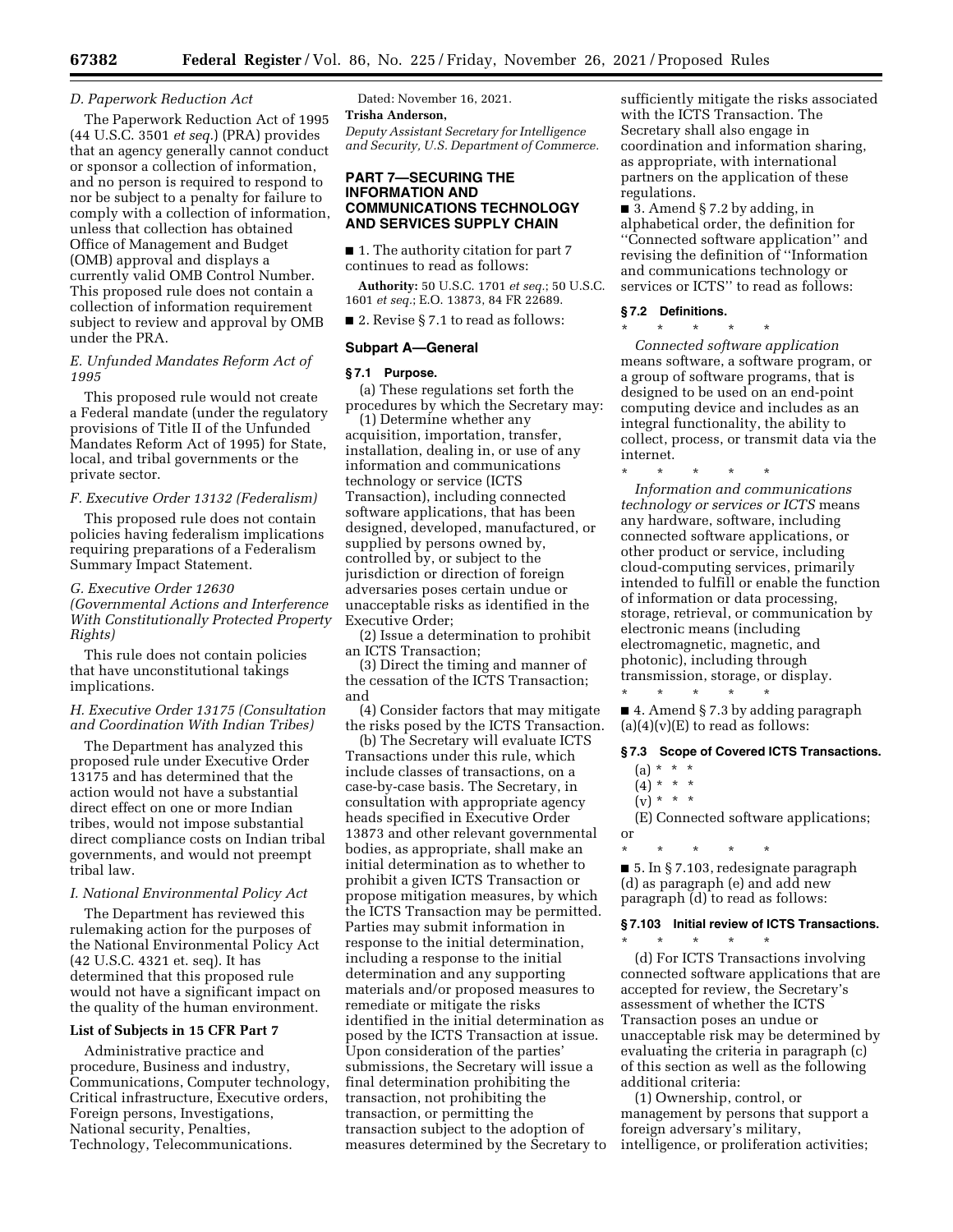### D. Paperwork Reduction Act

The Paperwork Reduction Act of 1995 (44 U.S.C. 3501 *et seq.*) (PRA) provides that an agency generally cannot conduct or sponsor a collection of information, and no person is required to respond to nor be subject to a penalty for failure to comply with a collection of information, unless that collection has obtained Office of Management and Budget (OMB) approval and displays a currently valid OMB Control Number. This proposed rule does not contain a collection of information requirement subject to review and approval by OMB under the PRA.

### E. Unfunded Mandates Reform Act of 1995

This proposed rule would not create a Federal mandate (under the regulatory provisions of Title II of the Unfunded Mandates Reform Act of 1995) for State, local, and tribal governments or the private sector.

### F. Executive Order 13132 (Federalism)

This proposed rule does not contain policies having federalism implications requiring preparations of a Federalism Summary Impact Statement.

### G. Executive Order 12630 (Governmental Actions and Interference With Constitutionally Protected Property Rights)

This rule does not contain policies that have unconstitutional takings implications.

### H. Executive Order 13175 (Consultation and Coordination With Indian Tribes)

The Department has analyzed this proposed rule under Executive Order 13175 and has determined that the action would not have a substantial direct effect on one or more Indian tribes, would not impose substantial direct compliance costs on Indian tribal governments, and would not preempt tribal law.

### I. National Environmental Policy Act

The Department has reviewed this rulemaking action for the purposes of the National Environmental Policy Act (42 U.S.C. 4321 et. seq). It has determined that this proposed rule would not have a significant impact on the quality of the human environment.

### List of Subjects in 15 CFR Part 7

Administrative practice and procedure, Business and industry, Communications, Computer technology, Critical infrastructure, Executive orders, Foreign persons, Investigations, National security, Penalties, Technology, Telecommunications.

Dated: November 16, 2021.

**Trisha Anderson,**

*Deputy Assistant Secretary for Intelligence and Security, U.S. Department of Commerce.*

## PART 7—SECURING THE INFORMATION AND COMMUNICATIONS TECHNOLOGY AND SERVICES SUPPLY CHAIN

■ 1. The authority citation for part 7 continues to read as follows:

**Authority:** 50 U.S.C. 1701 *et seq.*; 50 U.S.C. 1601 *et seq.*; E.O. 13873, 84 FR 22689.

■ 2. Revise § 7.1 to read as follows:

### Subpart A—General

#### § 7.1 Purpose.

(a) These regulations set forth the procedures by which the Secretary may:

(1) Determine whether any acquisition, importation, transfer, installation, dealing in, or use of any information and communications technology or service (ICTS Transaction), including connected software applications, that has been designed, developed, manufactured, or supplied by persons owned by, controlled by, or subject to the jurisdiction or direction of foreign adversaries poses certain undue or unacceptable risks as identified in the Executive Order;

(2) Issue a determination to prohibit an ICTS Transaction;

(3) Direct the timing and manner of the cessation of the ICTS Transaction; and

(4) Consider factors that may mitigate the risks posed by the ICTS Transaction.

(b) The Secretary will evaluate ICTS Transactions under this rule, which include classes of transactions, on a case-by-case basis. The Secretary, in consultation with appropriate agency heads specified in Executive Order 13873 and other relevant governmental bodies, as appropriate, shall make an initial determination as to whether to prohibit a given ICTS Transaction or propose mitigation measures, by which the ICTS Transaction may be permitted. Parties may submit information in response to the initial determination, including a response to the initial determination and any supporting materials and/or proposed measures to remediate or mitigate the risks identified in the initial determination as posed by the ICTS Transaction at issue. Upon consideration of the parties' submissions, the Secretary will issue a final determination prohibiting the transaction, not prohibiting the transaction, or permitting the transaction subject to the adoption of measures determined by the Secretary to sufficiently mitigate the risks associated with the ICTS Transaction. The Secretary shall also engage in coordination and information sharing, as appropriate, with international partners on the application of these regulations.

■ 3. Amend § 7.2 by adding, in alphabetical order, the definition for ''Connected software application'' and revising the definition of ''Information and communications technology or services or ICTS'' to read as follows:

#### § 7.2 Definitions.

\* \* \* \* \*

*Connected software application* means software, a software program, or a group of software programs, that is designed to be used on an end-point computing device and includes as an integral functionality, the ability to collect, process, or transmit data via the internet.

\* \* \* \* \*

*Information and communications technology or services or ICTS* means any hardware, software, including connected software applications, or other product or service, including cloud-computing services, primarily intended to fulfill or enable the function of information or data processing, storage, retrieval, or communication by electronic means (including electromagnetic, magnetic, and photonic), including through transmission, storage, or display.

\* \* \* \* \*

■ 4. Amend § 7.3 by adding paragraph (a)(4)(v)(E) to read as follows:

#### § 7.3 Scope of Covered ICTS Transactions.

(a) \* \* \*

(4) \* \* \*

(v) \* \* \*

(E) Connected software applications; or

\* \* \* \* \*

■ 5. In § 7.103, redesignate paragraph (d) as paragraph (e) and add new paragraph (d) to read as follows:

#### § 7.103 Initial review of ICTS Transactions.

\* \* \* \* \*

(d) For ICTS Transactions involving connected software applications that are accepted for review, the Secretary's assessment of whether the ICTS Transaction poses an undue or unacceptable risk may be determined by evaluating the criteria in paragraph (c) of this section as well as the following additional criteria:

(1) Ownership, control, or management by persons that support a foreign adversary's military, intelligence, or proliferation activities;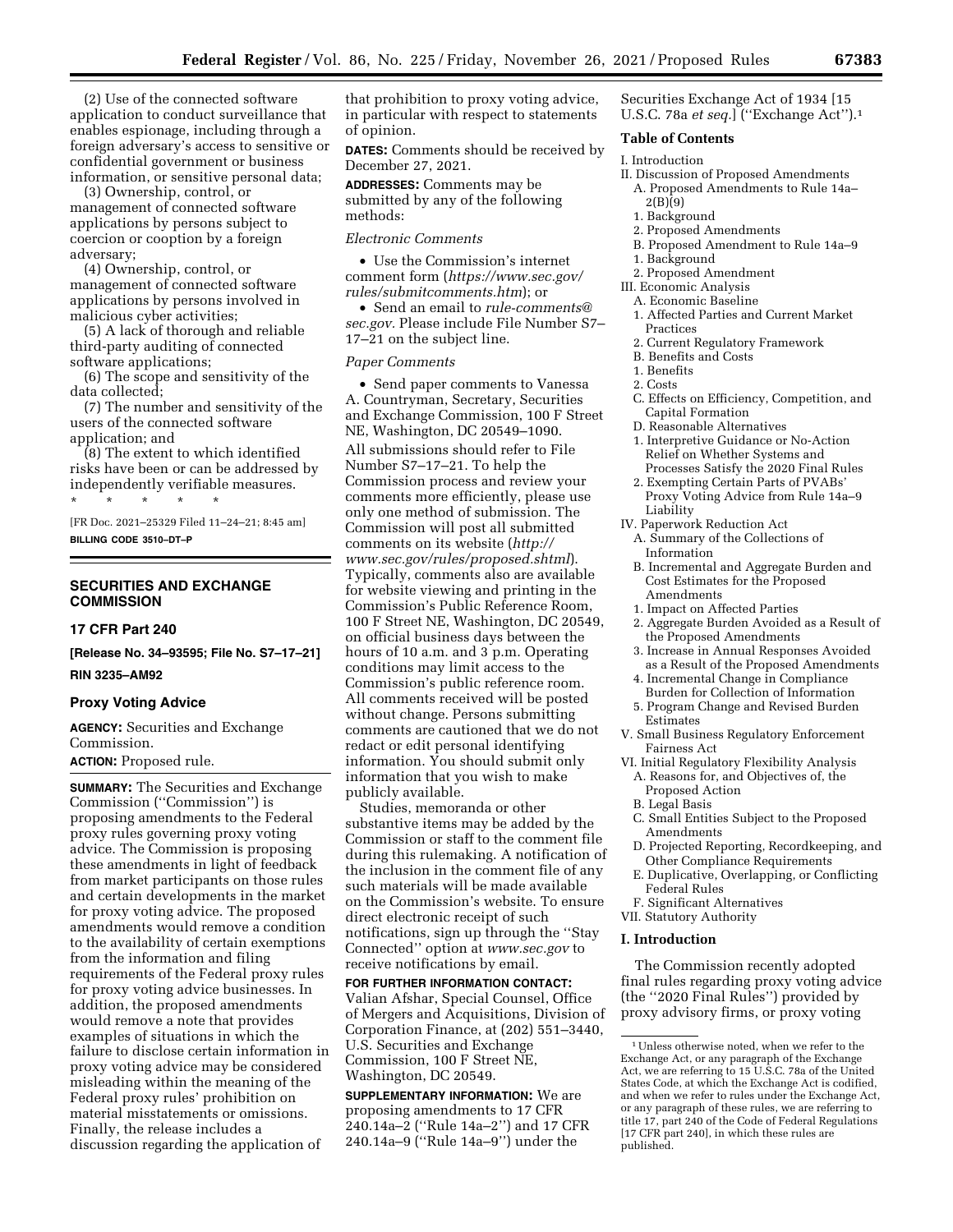(2) Use of the connected software application to conduct surveillance that enables espionage, including through a foreign adversary's access to sensitive or confidential government or business information, or sensitive personal data;

(3) Ownership, control, or management of connected software applications by persons subject to coercion or cooption by a foreign adversary;

(4) Ownership, control, or management of connected software applications by persons involved in malicious cyber activities;

(5) A lack of thorough and reliable third-party auditing of connected software applications;

(6) The scope and sensitivity of the data collected;

(7) The number and sensitivity of the users of the connected software application; and

(8) The extent to which identified risks have been or can be addressed by independently verifiable measures.

\* \* \* \* \*

[FR Doc. 2021–25329 Filed 11–24–21; 8:45 am]

**BILLING CODE 3510–DT–P**

## SECURITIES AND EXCHANGE COMMISSION

### 17 CFR Part 240

**[Release No. 34–93595; File No. S7–17–21]**

**RIN 3235–AM92**

### Proxy Voting Advice

**AGENCY:** Securities and Exchange Commission.

**ACTION:** Proposed rule.

**SUMMARY:** The Securities and Exchange Commission (''Commission'') is proposing amendments to the Federal proxy rules governing proxy voting advice. The Commission is proposing these amendments in light of feedback from market participants on those rules and certain developments in the market for proxy voting advice. The proposed amendments would remove a condition to the availability of certain exemptions from the information and filing requirements of the Federal proxy rules for proxy voting advice businesses. In addition, the proposed amendments would remove a note that provides examples of situations in which the failure to disclose certain information in proxy voting advice may be considered misleading within the meaning of the Federal proxy rules' prohibition on material misstatements or omissions. Finally, the release includes a discussion regarding the application of that prohibition to proxy voting advice, in particular with respect to statements of opinion.

**DATES:** Comments should be received by December 27, 2021.

**ADDRESSES:** Comments may be submitted by any of the following methods:

*Electronic Comments*

- Use the Commission's internet comment form (*https://www.sec.gov/rules/submitcomments.htm*); or
- Send an email to *rule-comments@sec.gov.* Please include File Number S7–17–21 on the subject line.

*Paper Comments*

- Send paper comments to Vanessa A. Countryman, Secretary, Securities and Exchange Commission, 100 F Street NE, Washington, DC 20549–1090.

All submissions should refer to File Number S7–17–21. To help the Commission process and review your comments more efficiently, please use only one method of submission. The Commission will post all submitted comments on its website (*http://www.sec.gov/rules/proposed.shtml*). Typically, comments also are available for website viewing and printing in the Commission's Public Reference Room, 100 F Street NE, Washington, DC 20549, on official business days between the hours of 10 a.m. and 3 p.m. Operating conditions may limit access to the Commission's public reference room. All comments received will be posted without change. Persons submitting comments are cautioned that we do not redact or edit personal identifying information. You should submit only information that you wish to make publicly available.

Studies, memoranda or other substantive items may be added by the Commission or staff to the comment file during this rulemaking. A notification of the inclusion in the comment file of any such materials will be made available on the Commission's website. To ensure direct electronic receipt of such notifications, sign up through the ''Stay Connected'' option at *www.sec.gov* to receive notifications by email.

**FOR FURTHER INFORMATION CONTACT:** Valian Afshar, Special Counsel, Office of Mergers and Acquisitions, Division of Corporation Finance, at (202) 551–3440, U.S. Securities and Exchange Commission, 100 F Street NE, Washington, DC 20549.

**SUPPLEMENTARY INFORMATION:** We are proposing amendments to 17 CFR 240.14a–2 (''Rule 14a–2'') and 17 CFR 240.14a–9 (''Rule 14a–9'') under the Securities Exchange Act of 1934 [15 U.S.C. 78a *et seq.*] (''Exchange Act'').[1]

**Table of Contents**

I. Introduction
II. Discussion of Proposed Amendments
  A. Proposed Amendments to Rule 14a–2(B)(9)
  1. Background
  2. Proposed Amendments
  B. Proposed Amendment to Rule 14a–9
  1. Background
  2. Proposed Amendment
III. Economic Analysis
  A. Economic Baseline
  1. Affected Parties and Current Market Practices
  2. Current Regulatory Framework
  B. Benefits and Costs
  1. Benefits
  2. Costs
  C. Effects on Efficiency, Competition, and Capital Formation
  D. Reasonable Alternatives
  1. Interpretive Guidance or No-Action Relief on Whether Systems and Processes Satisfy the 2020 Final Rules
  2. Exempting Certain Parts of PVABs' Proxy Voting Advice from Rule 14a–9 Liability
IV. Paperwork Reduction Act
  A. Summary of the Collections of Information
  B. Incremental and Aggregate Burden and Cost Estimates for the Proposed Amendments
  1. Impact on Affected Parties
  2. Aggregate Burden Avoided as a Result of the Proposed Amendments
  3. Increase in Annual Responses Avoided as a Result of the Proposed Amendments
  4. Incremental Change in Compliance Burden for Collection of Information
  5. Program Change and Revised Burden Estimates
V. Small Business Regulatory Enforcement Fairness Act
VI. Initial Regulatory Flexibility Analysis
  A. Reasons for, and Objectives of, the Proposed Action
  B. Legal Basis
  C. Small Entities Subject to the Proposed Amendments
  D. Projected Reporting, Recordkeeping, and Other Compliance Requirements
  E. Duplicative, Overlapping, or Conflicting Federal Rules
  F. Significant Alternatives
VII. Statutory Authority

### I. Introduction

The Commission recently adopted final rules regarding proxy voting advice (the ''2020 Final Rules'') provided by proxy advisory firms, or proxy voting

[1] Unless otherwise noted, when we refer to the Exchange Act, or any paragraph of the Exchange Act, we are referring to 15 U.S.C. 78a of the United States Code, at which the Exchange Act is codified, and when we refer to rules under the Exchange Act, or any paragraph of these rules, we are referring to title 17, part 240 of the Code of Federal Regulations [17 CFR part 240], in which these rules are published.